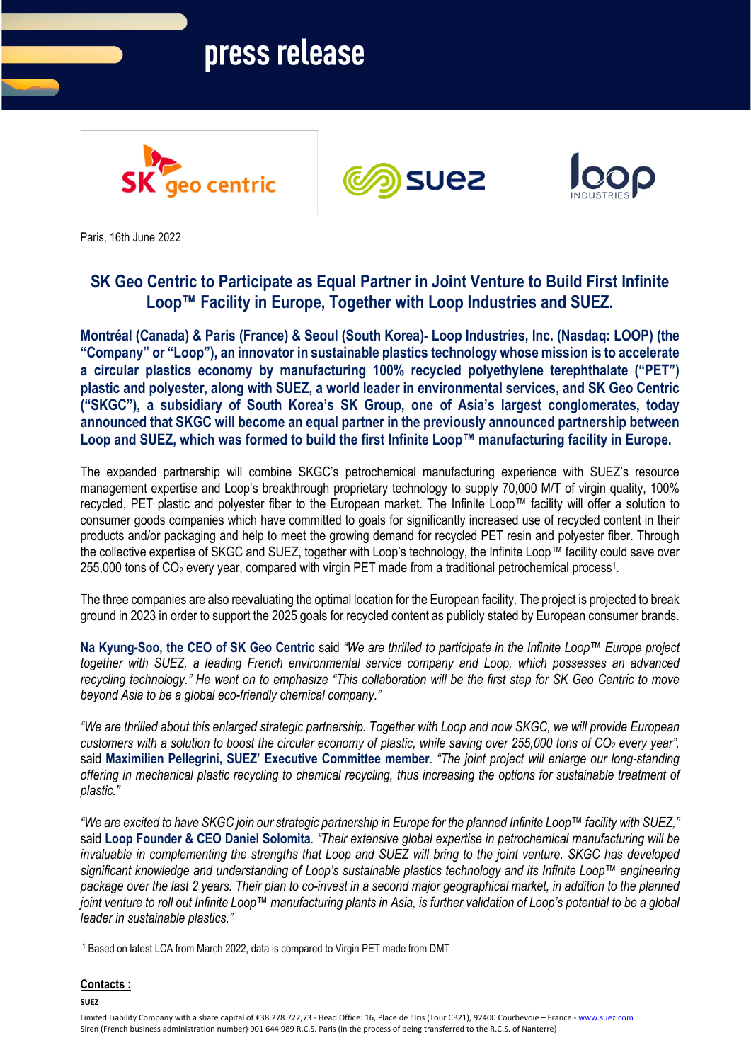# press release

Paris, 16th June 2022

## SK Geo Centric to Participate as Equal Partner in Joint Venture to Build First Infinite Loop™ Facility in Europe, Together with Loop Industries and SUEZ.

**Montréal (Canada) & Paris (France) & Seoul (South Korea)- Loop Industries, Inc. (Nasdaq: LOOP) (the "Company" or "Loop"), an innovator in sustainable plastics technology whose mission is to accelerate a circular plastics economy by manufacturing 100% recycled polyethylene terephthalate ("PET") plastic and polyester, along with SUEZ, a world leader in environmental services, and SK Geo Centric ("SKGC"), a subsidiary of South Korea's SK Group, one of Asia's largest conglomerates, today announced that SKGC will become an equal partner in the previously announced partnership between Loop and SUEZ, which was formed to build the first Infinite Loop™ manufacturing facility in Europe.**

The expanded partnership will combine SKGC's petrochemical manufacturing experience with SUEZ's resource management expertise and Loop's breakthrough proprietary technology to supply 70,000 M/T of virgin quality, 100% recycled, PET plastic and polyester fiber to the European market. The Infinite Loop™ facility will offer a solution to consumer goods companies which have committed to goals for significantly increased use of recycled content in their products and/or packaging and help to meet the growing demand for recycled PET resin and polyester fiber. Through the collective expertise of SKGC and SUEZ, together with Loop's technology, the Infinite Loop™ facility could save over 255,000 tons of $CO_2$ every year, compared with virgin PET made from a traditional petrochemical process[1].

The three companies are also reevaluating the optimal location for the European facility. The project is projected to break ground in 2023 in order to support the 2025 goals for recycled content as publicly stated by European consumer brands.

**Na Kyung-Soo, the CEO of SK Geo Centric** said *"We are thrilled to participate in the Infinite Loop™ Europe project together with SUEZ, a leading French environmental service company and Loop, which possesses an advanced recycling technology." He went on to emphasize "This collaboration will be the first step for SK Geo Centric to move beyond Asia to be a global eco-friendly chemical company."*

*"We are thrilled about this enlarged strategic partnership. Together with Loop and now SKGC, we will provide European customers with a solution to boost the circular economy of plastic, while saving over 255,000 tons of $CO_2$ every year"*, said **Maximilien Pellegrini, SUEZ' Executive Committee member**. *"The joint project will enlarge our long-standing offering in mechanical plastic recycling to chemical recycling, thus increasing the options for sustainable treatment of plastic."*

*"We are excited to have SKGC join our strategic partnership in Europe for the planned Infinite Loop™ facility with SUEZ,"* said **Loop Founder & CEO Daniel Solomita**. *"Their extensive global expertise in petrochemical manufacturing will be invaluable in complementing the strengths that Loop and SUEZ will bring to the joint venture. SKGC has developed significant knowledge and understanding of Loop's sustainable plastics technology and its Infinite Loop™ engineering package over the last 2 years. Their plan to co-invest in a second major geographical market, in addition to the planned joint venture to roll out Infinite Loop™ manufacturing plants in Asia, is further validation of Loop's potential to be a global leader in sustainable plastics."*

[1] Based on latest LCA from March 2022, data is compared to Virgin PET made from DMT

**Contacts :**

**SUEZ**

Limited Liability Company with a share capital of €38.278.722,73 - Head Office: 16, Place de l'Iris (Tour CB21), 92400 Courbevoie – France - www.suez.com
Siren (French business administration number) 901 644 989 R.C.S. Paris (in the process of being transferred to the R.C.S. of Nanterre)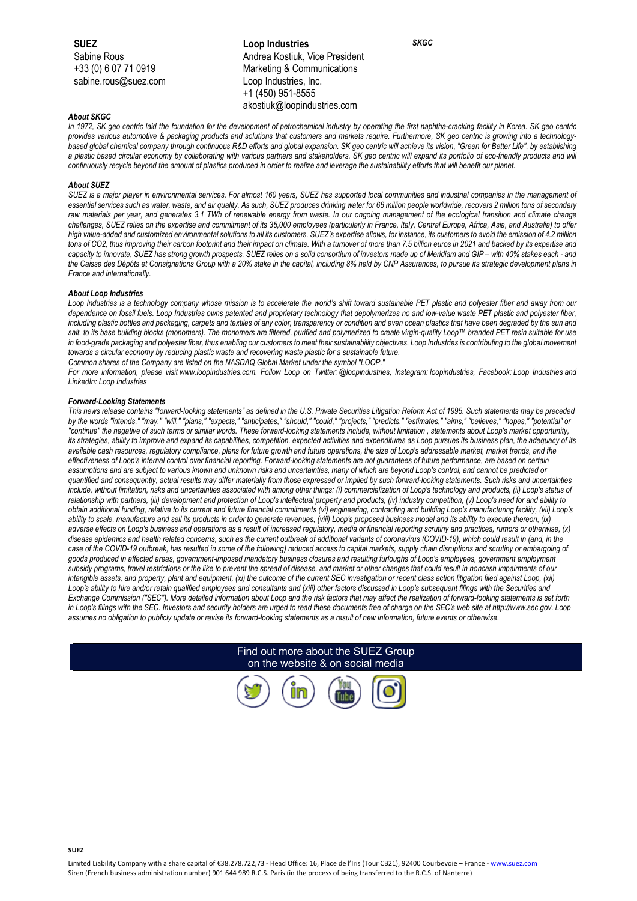**SUEZ**
Sabine Rous
+33 (0) 6 07 71 0919
sabine.rous@suez.com

**Loop Industries**
Andrea Kostiuk, Vice President
Marketing & Communications
Loop Industries, Inc.
+1 (450) 951-8555
akostiuk@loopindustries.com

***SKGC***

***About SKGC***

*In 1972, SK geo centric laid the foundation for the development of petrochemical industry by operating the first naphtha-cracking facility in Korea. SK geo centric provides various automotive & packaging products and solutions that customers and markets require. Furthermore, SK geo centric is growing into a technology-based global chemical company through continuous R&D efforts and global expansion. SK geo centric will achieve its vision, "Green for Better Life", by establishing a plastic based circular economy by collaborating with various partners and stakeholders. SK geo centric will expand its portfolio of eco-friendly products and will continuously recycle beyond the amount of plastics produced in order to realize and leverage the sustainability efforts that will benefit our planet.*

***About SUEZ***

*SUEZ is a major player in environmental services. For almost 160 years, SUEZ has supported local communities and industrial companies in the management of essential services such as water, waste, and air quality. As such, SUEZ produces drinking water for 66 million people worldwide, recovers 2 million tons of secondary raw materials per year, and generates 3.1 TWh of renewable energy from waste. In our ongoing management of the ecological transition and climate change challenges, SUEZ relies on the expertise and commitment of its 35,000 employees (particularly in France, Italy, Central Europe, Africa, Asia, and Australia) to offer high value-added and customized environmental solutions to all its customers. SUEZ's expertise allows, for instance, its customers to avoid the emission of 4.2 million tons of CO2, thus improving their carbon footprint and their impact on climate. With a turnover of more than 7.5 billion euros in 2021 and backed by its expertise and capacity to innovate, SUEZ has strong growth prospects. SUEZ relies on a solid consortium of investors made up of Meridiam and GIP – with 40% stakes each - and the Caisse des Dépôts et Consignations Group with a 20% stake in the capital, including 8% held by CNP Assurances, to pursue its strategic development plans in France and internationally.*

***About Loop Industries***

*Loop Industries is a technology company whose mission is to accelerate the world's shift toward sustainable PET plastic and polyester fiber and away from our dependence on fossil fuels. Loop Industries owns patented and proprietary technology that depolymerizes no and low-value waste PET plastic and polyester fiber, including plastic bottles and packaging, carpets and textiles of any color, transparency or condition and even ocean plastics that have been degraded by the sun and salt, to its base building blocks (monomers). The monomers are filtered, purified and polymerized to create virgin-quality Loop™ branded PET resin suitable for use in food-grade packaging and polyester fiber, thus enabling our customers to meet their sustainability objectives. Loop Industries is contributing to the global movement towards a circular economy by reducing plastic waste and recovering waste plastic for a sustainable future.*

*Common shares of the Company are listed on the NASDAQ Global Market under the symbol "LOOP."*

*For more information, please visit www.loopindustries.com. Follow Loop on Twitter: @loopindustries, Instagram: loopindustries, Facebook: Loop Industries and LinkedIn: Loop Industries*

***Forward-Looking Statements***

*This news release contains "forward-looking statements" as defined in the U.S. Private Securities Litigation Reform Act of 1995. Such statements may be preceded by the words "intends," "may," "will," "plans," "expects," "anticipates," "should," "could," "projects," "predicts," "estimates," "aims," "believes," "hopes," "potential" or "continue" the negative of such terms or similar words. These forward-looking statements include, without limitation , statements about Loop's market opportunity, its strategies, ability to improve and expand its capabilities, competition, expected activities and expenditures as Loop pursues its business plan, the adequacy of its available cash resources, regulatory compliance, plans for future growth and future operations, the size of Loop's addressable market, market trends, and the effectiveness of Loop's internal control over financial reporting. Forward-looking statements are not guarantees of future performance, are based on certain assumptions and are subject to various known and unknown risks and uncertainties, many of which are beyond Loop's control, and cannot be predicted or quantified and consequently, actual results may differ materially from those expressed or implied by such forward-looking statements. Such risks and uncertainties include, without limitation, risks and uncertainties associated with among other things: (i) commercialization of Loop's technology and products, (ii) Loop's status of relationship with partners, (iii) development and protection of Loop's intellectual property and products, (iv) industry competition, (v) Loop's need for and ability to obtain additional funding, relative to its current and future financial commitments (vi) engineering, contracting and building Loop's manufacturing facility, (vii) Loop's ability to scale, manufacture and sell its products in order to generate revenues, (viii) Loop's proposed business model and its ability to execute thereon, (ix) adverse effects on Loop's business and operations as a result of increased regulatory, media or financial reporting scrutiny and practices, rumors or otherwise, (x) disease epidemics and health related concerns, such as the current outbreak of additional variants of coronavirus (COVID-19), which could result in (and, in the case of the COVID-19 outbreak, has resulted in some of the following) reduced access to capital markets, supply chain disruptions and scrutiny or embargoing of goods produced in affected areas, government-imposed mandatory business closures and resulting furloughs of Loop's employees, government employment subsidy programs, travel restrictions or the like to prevent the spread of disease, and market or other changes that could result in noncash impairments of our intangible assets, and property, plant and equipment, (xi) the outcome of the current SEC investigation or recent class action litigation filed against Loop, (xii) Loop's ability to hire and/or retain qualified employees and consultants and (xiii) other factors discussed in Loop's subsequent filings with the Securities and Exchange Commission ("SEC"). More detailed information about Loop and the risk factors that may affect the realization of forward-looking statements is set forth in Loop's filings with the SEC. Investors and security holders are urged to read these documents free of charge on the SEC's web site at http://www.sec.gov. Loop assumes no obligation to publicly update or revise its forward-looking statements as a result of new information, future events or otherwise.*

Find out more about the SUEZ Group on the website & on social media

**SUEZ**

Limited Liability Company with a share capital of €38.278.722,73 - Head Office: 16, Place de l'Iris (Tour CB21), 92400 Courbevoie – France - www.suez.com
Siren (French business administration number) 901 644 989 R.C.S. Paris (in the process of being transferred to the R.C.S. of Nanterre)